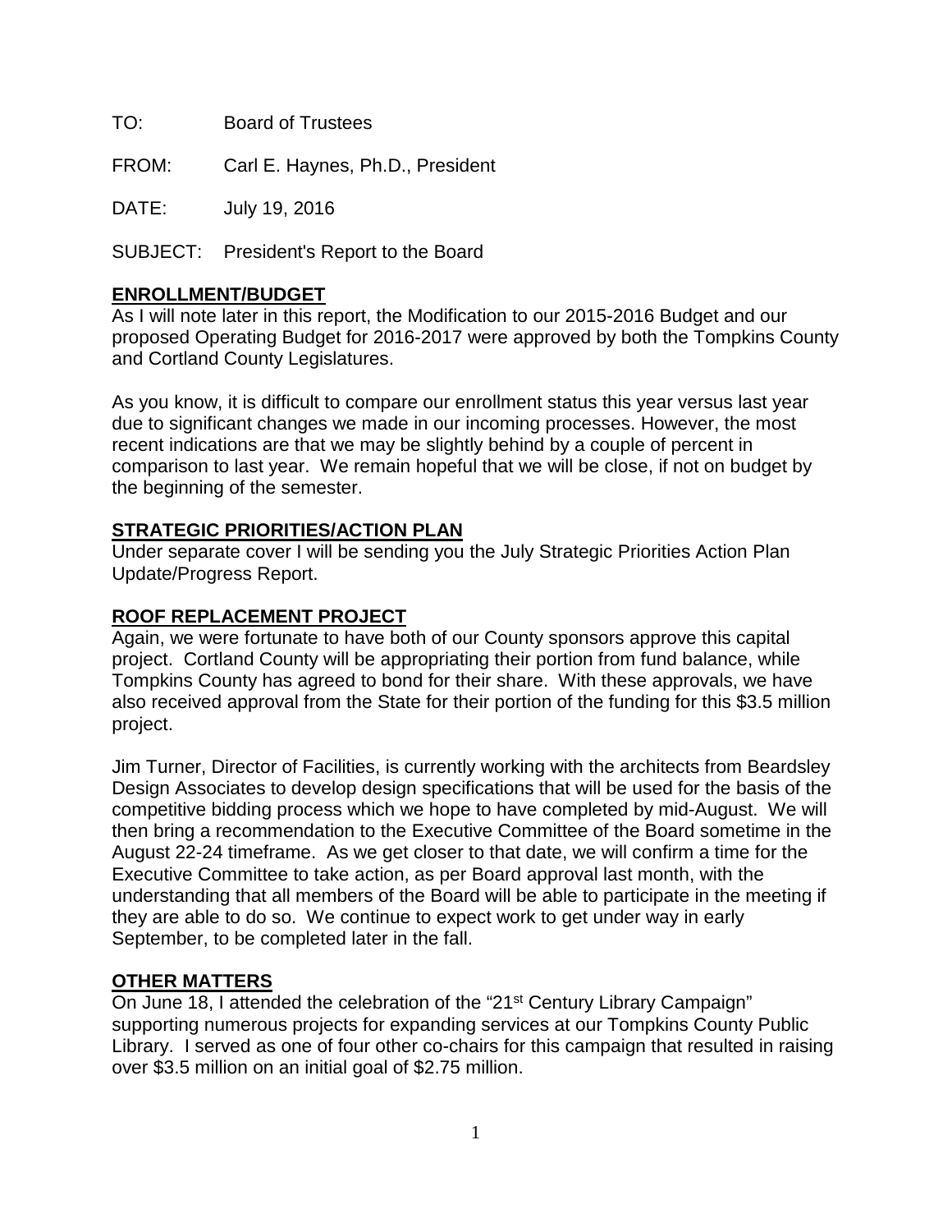TO: Board of Trustees

FROM: Carl E. Haynes, Ph.D., President

DATE: July 19, 2016

SUBJECT: President's Report to the Board

## ENROLLMENT/BUDGET

As I will note later in this report, the Modification to our 2015-2016 Budget and our proposed Operating Budget for 2016-2017 were approved by both the Tompkins County and Cortland County Legislatures.

As you know, it is difficult to compare our enrollment status this year versus last year due to significant changes we made in our incoming processes. However, the most recent indications are that we may be slightly behind by a couple of percent in comparison to last year. We remain hopeful that we will be close, if not on budget by the beginning of the semester.

## STRATEGIC PRIORITIES/ACTION PLAN

Under separate cover I will be sending you the July Strategic Priorities Action Plan Update/Progress Report.

## ROOF REPLACEMENT PROJECT

Again, we were fortunate to have both of our County sponsors approve this capital project. Cortland County will be appropriating their portion from fund balance, while Tompkins County has agreed to bond for their share. With these approvals, we have also received approval from the State for their portion of the funding for this $3.5 million project.

Jim Turner, Director of Facilities, is currently working with the architects from Beardsley Design Associates to develop design specifications that will be used for the basis of the competitive bidding process which we hope to have completed by mid-August. We will then bring a recommendation to the Executive Committee of the Board sometime in the August 22-24 timeframe. As we get closer to that date, we will confirm a time for the Executive Committee to take action, as per Board approval last month, with the understanding that all members of the Board will be able to participate in the meeting if they are able to do so. We continue to expect work to get under way in early September, to be completed later in the fall.

## OTHER MATTERS

On June 18, I attended the celebration of the "21st Century Library Campaign" supporting numerous projects for expanding services at our Tompkins County Public Library. I served as one of four other co-chairs for this campaign that resulted in raising over $3.5 million on an initial goal of $2.75 million.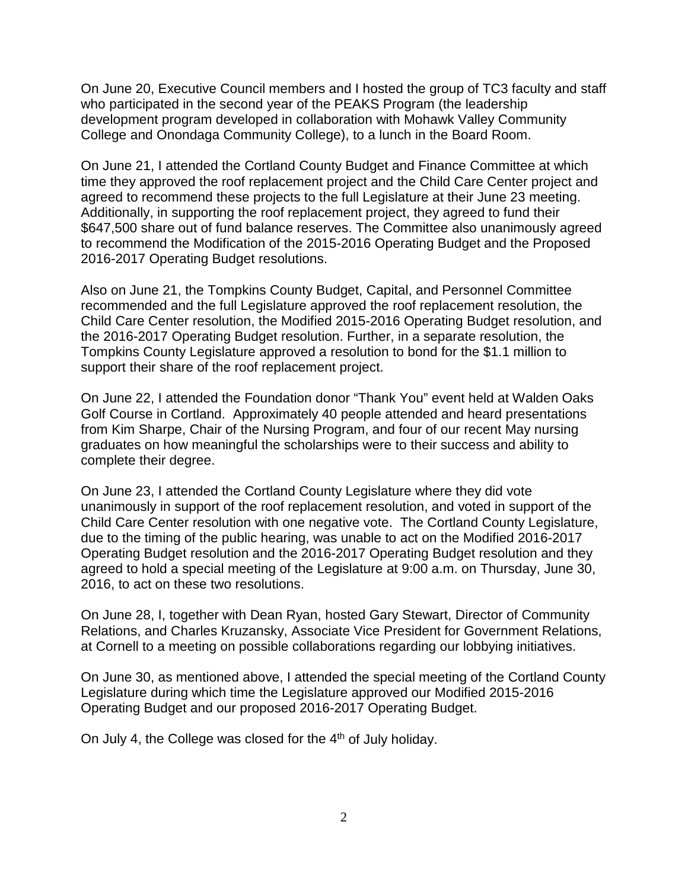On June 20, Executive Council members and I hosted the group of TC3 faculty and staff who participated in the second year of the PEAKS Program (the leadership development program developed in collaboration with Mohawk Valley Community College and Onondaga Community College), to a lunch in the Board Room.

On June 21, I attended the Cortland County Budget and Finance Committee at which time they approved the roof replacement project and the Child Care Center project and agreed to recommend these projects to the full Legislature at their June 23 meeting. Additionally, in supporting the roof replacement project, they agreed to fund their $647,500 share out of fund balance reserves. The Committee also unanimously agreed to recommend the Modification of the 2015-2016 Operating Budget and the Proposed 2016-2017 Operating Budget resolutions.

Also on June 21, the Tompkins County Budget, Capital, and Personnel Committee recommended and the full Legislature approved the roof replacement resolution, the Child Care Center resolution, the Modified 2015-2016 Operating Budget resolution, and the 2016-2017 Operating Budget resolution. Further, in a separate resolution, the Tompkins County Legislature approved a resolution to bond for the $1.1 million to support their share of the roof replacement project.

On June 22, I attended the Foundation donor "Thank You" event held at Walden Oaks Golf Course in Cortland. Approximately 40 people attended and heard presentations from Kim Sharpe, Chair of the Nursing Program, and four of our recent May nursing graduates on how meaningful the scholarships were to their success and ability to complete their degree.

On June 23, I attended the Cortland County Legislature where they did vote unanimously in support of the roof replacement resolution, and voted in support of the Child Care Center resolution with one negative vote. The Cortland County Legislature, due to the timing of the public hearing, was unable to act on the Modified 2016-2017 Operating Budget resolution and the 2016-2017 Operating Budget resolution and they agreed to hold a special meeting of the Legislature at 9:00 a.m. on Thursday, June 30, 2016, to act on these two resolutions.

On June 28, I, together with Dean Ryan, hosted Gary Stewart, Director of Community Relations, and Charles Kruzansky, Associate Vice President for Government Relations, at Cornell to a meeting on possible collaborations regarding our lobbying initiatives.

On June 30, as mentioned above, I attended the special meeting of the Cortland County Legislature during which time the Legislature approved our Modified 2015-2016 Operating Budget and our proposed 2016-2017 Operating Budget.

On July 4, the College was closed for the 4th of July holiday.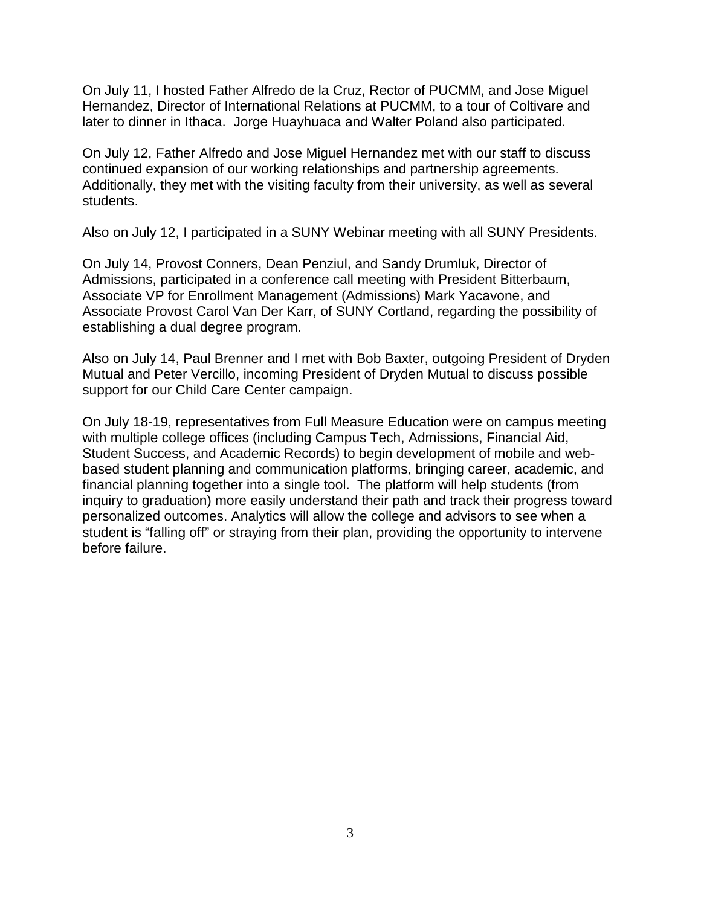On July 11, I hosted Father Alfredo de la Cruz, Rector of PUCMM, and Jose Miguel Hernandez, Director of International Relations at PUCMM, to a tour of Coltivare and later to dinner in Ithaca. Jorge Huayhuaca and Walter Poland also participated.

On July 12, Father Alfredo and Jose Miguel Hernandez met with our staff to discuss continued expansion of our working relationships and partnership agreements. Additionally, they met with the visiting faculty from their university, as well as several students.

Also on July 12, I participated in a SUNY Webinar meeting with all SUNY Presidents.

On July 14, Provost Conners, Dean Penziul, and Sandy Drumluk, Director of Admissions, participated in a conference call meeting with President Bitterbaum, Associate VP for Enrollment Management (Admissions) Mark Yacavone, and Associate Provost Carol Van Der Karr, of SUNY Cortland, regarding the possibility of establishing a dual degree program.

Also on July 14, Paul Brenner and I met with Bob Baxter, outgoing President of Dryden Mutual and Peter Vercillo, incoming President of Dryden Mutual to discuss possible support for our Child Care Center campaign.

On July 18-19, representatives from Full Measure Education were on campus meeting with multiple college offices (including Campus Tech, Admissions, Financial Aid, Student Success, and Academic Records) to begin development of mobile and web-based student planning and communication platforms, bringing career, academic, and financial planning together into a single tool. The platform will help students (from inquiry to graduation) more easily understand their path and track their progress toward personalized outcomes. Analytics will allow the college and advisors to see when a student is "falling off" or straying from their plan, providing the opportunity to intervene before failure.